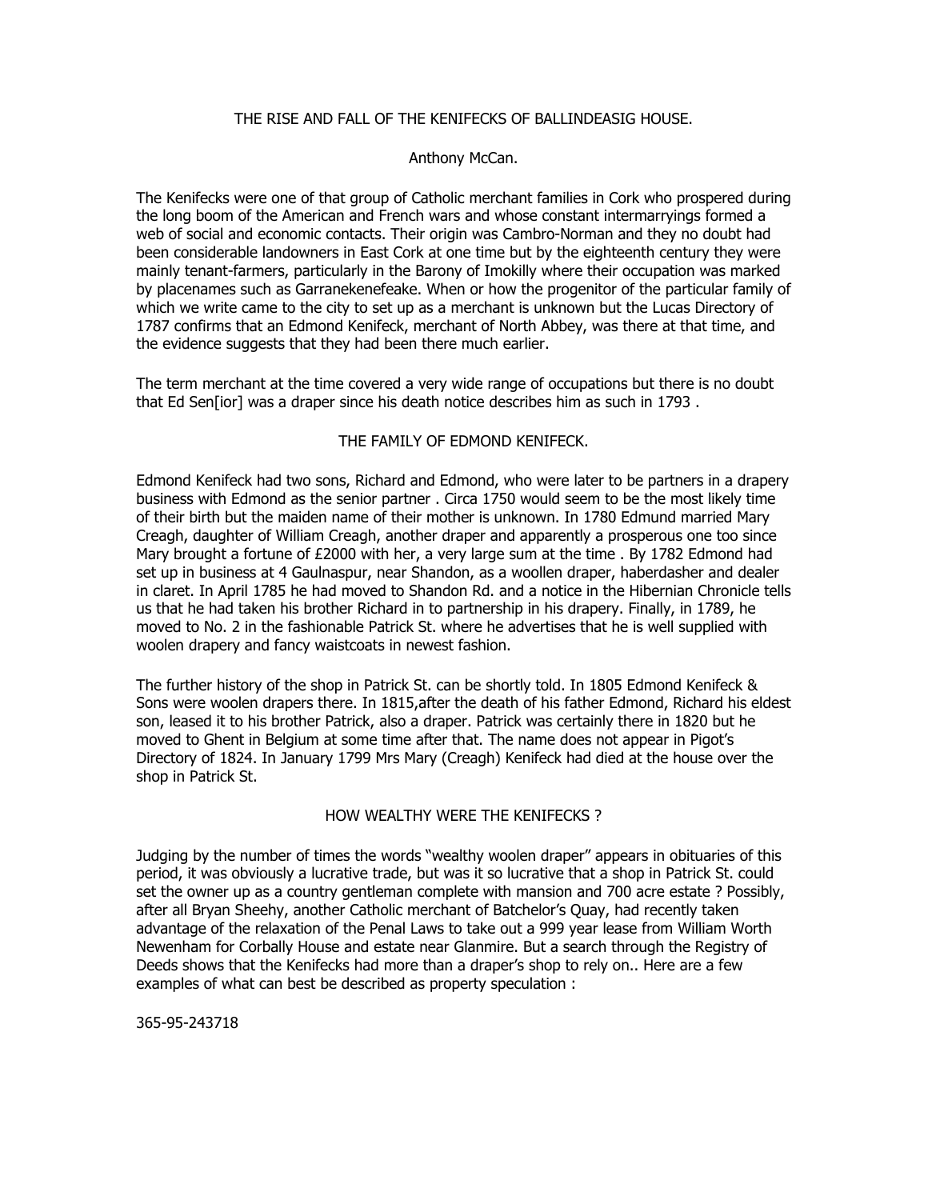# THE RISE AND FALL OF THE KENIFECKS OF BALLINDEASIG HOUSE.

Anthony McCan.

The Kenifecks were one of that group of Catholic merchant families in Cork who prospered during the long boom of the American and French wars and whose constant intermarryings formed a web of social and economic contacts. Their origin was Cambro-Norman and they no doubt had been considerable landowners in East Cork at one time but by the eighteenth century they were mainly tenant-farmers, particularly in the Barony of Imokilly where their occupation was marked by placenames such as Garranekenefeake. When or how the progenitor of the particular family of which we write came to the city to set up as a merchant is unknown but the Lucas Directory of 1787 confirms that an Edmond Kenifeck, merchant of North Abbey, was there at that time, and the evidence suggests that they had been there much earlier.

The term merchant at the time covered a very wide range of occupations but there is no doubt that Ed Sen[ior] was a draper since his death notice describes him as such in 1793 .

## THE FAMILY OF EDMOND KENIFECK.

Edmond Kenifeck had two sons, Richard and Edmond, who were later to be partners in a drapery business with Edmond as the senior partner . Circa 1750 would seem to be the most likely time of their birth but the maiden name of their mother is unknown. In 1780 Edmund married Mary Creagh, daughter of William Creagh, another draper and apparently a prosperous one too since Mary brought a fortune of £2000 with her, a very large sum at the time . By 1782 Edmond had set up in business at 4 Gaulnaspur, near Shandon, as a woollen draper, haberdasher and dealer in claret. In April 1785 he had moved to Shandon Rd. and a notice in the Hibernian Chronicle tells us that he had taken his brother Richard in to partnership in his drapery. Finally, in 1789, he moved to No. 2 in the fashionable Patrick St. where he advertises that he is well supplied with woolen drapery and fancy waistcoats in newest fashion.

The further history of the shop in Patrick St. can be shortly told. In 1805 Edmond Kenifeck & Sons were woolen drapers there. In 1815,after the death of his father Edmond, Richard his eldest son, leased it to his brother Patrick, also a draper. Patrick was certainly there in 1820 but he moved to Ghent in Belgium at some time after that. The name does not appear in Pigot's Directory of 1824. In January 1799 Mrs Mary (Creagh) Kenifeck had died at the house over the shop in Patrick St.

## HOW WEALTHY WERE THE KENIFECKS ?

Judging by the number of times the words "wealthy woolen draper" appears in obituaries of this period, it was obviously a lucrative trade, but was it so lucrative that a shop in Patrick St. could set the owner up as a country gentleman complete with mansion and 700 acre estate ? Possibly, after all Bryan Sheehy, another Catholic merchant of Batchelor's Quay, had recently taken advantage of the relaxation of the Penal Laws to take out a 999 year lease from William Worth Newenham for Corbally House and estate near Glanmire. But a search through the Registry of Deeds shows that the Kenifecks had more than a draper's shop to rely on.. Here are a few examples of what can best be described as property speculation :

365-95-243718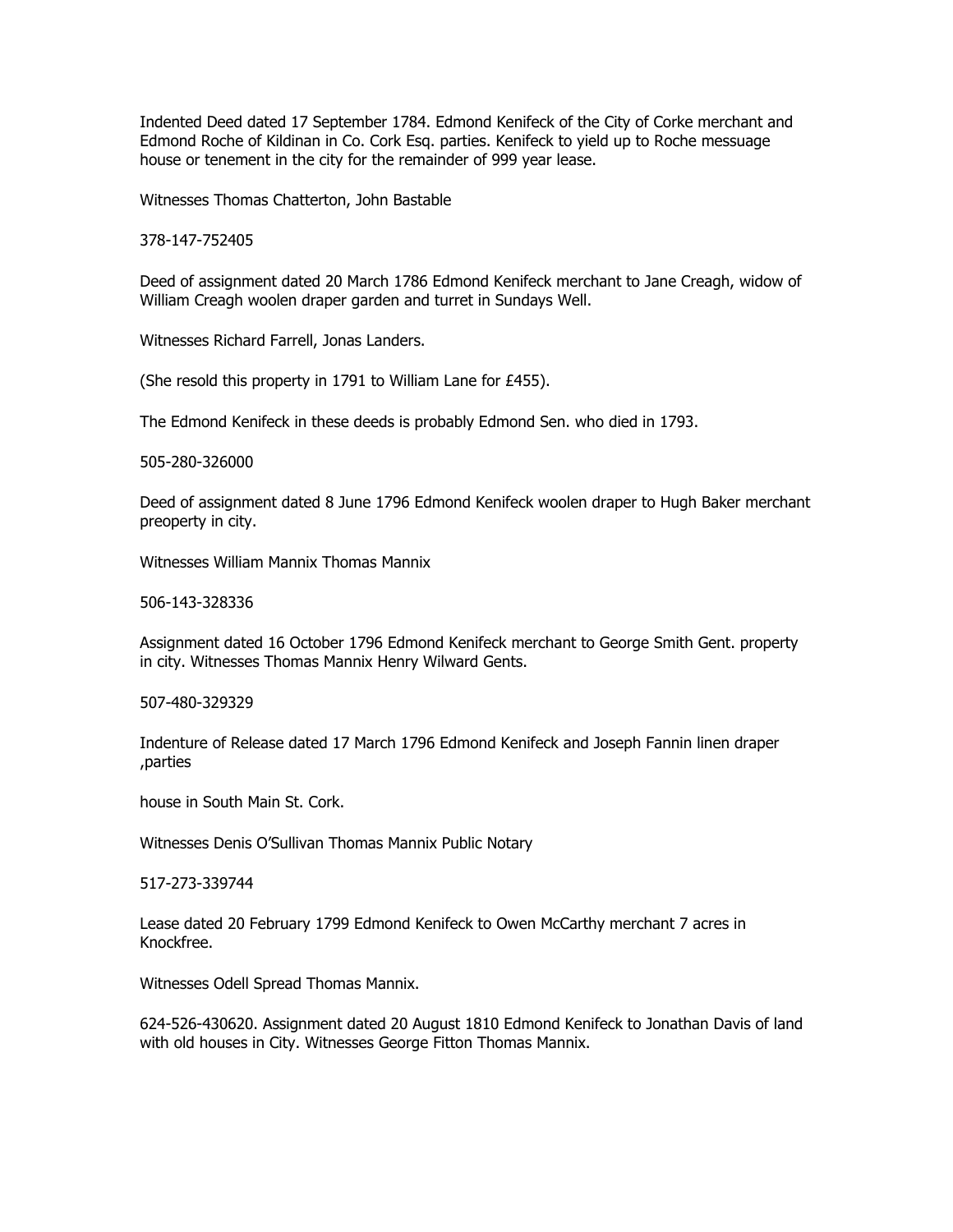Indented Deed dated 17 September 1784. Edmond Kenifeck of the City of Corke merchant and Edmond Roche of Kildinan in Co. Cork Esq. parties. Kenifeck to yield up to Roche messuage house or tenement in the city for the remainder of 999 year lease.

Witnesses Thomas Chatterton, John Bastable

378-147-752405

Deed of assignment dated 20 March 1786 Edmond Kenifeck merchant to Jane Creagh, widow of William Creagh woolen draper garden and turret in Sundays Well.

Witnesses Richard Farrell, Jonas Landers.

(She resold this property in 1791 to William Lane for £455).

The Edmond Kenifeck in these deeds is probably Edmond Sen. who died in 1793.

505-280-326000

Deed of assignment dated 8 June 1796 Edmond Kenifeck woolen draper to Hugh Baker merchant preoperty in city.

Witnesses William Mannix Thomas Mannix

506-143-328336

Assignment dated 16 October 1796 Edmond Kenifeck merchant to George Smith Gent. property in city. Witnesses Thomas Mannix Henry Wilward Gents.

507-480-329329

Indenture of Release dated 17 March 1796 Edmond Kenifeck and Joseph Fannin linen draper ,parties

house in South Main St. Cork.

Witnesses Denis O'Sullivan Thomas Mannix Public Notary

517-273-339744

Lease dated 20 February 1799 Edmond Kenifeck to Owen McCarthy merchant 7 acres in Knockfree.

Witnesses Odell Spread Thomas Mannix.

624-526-430620. Assignment dated 20 August 1810 Edmond Kenifeck to Jonathan Davis of land with old houses in City. Witnesses George Fitton Thomas Mannix.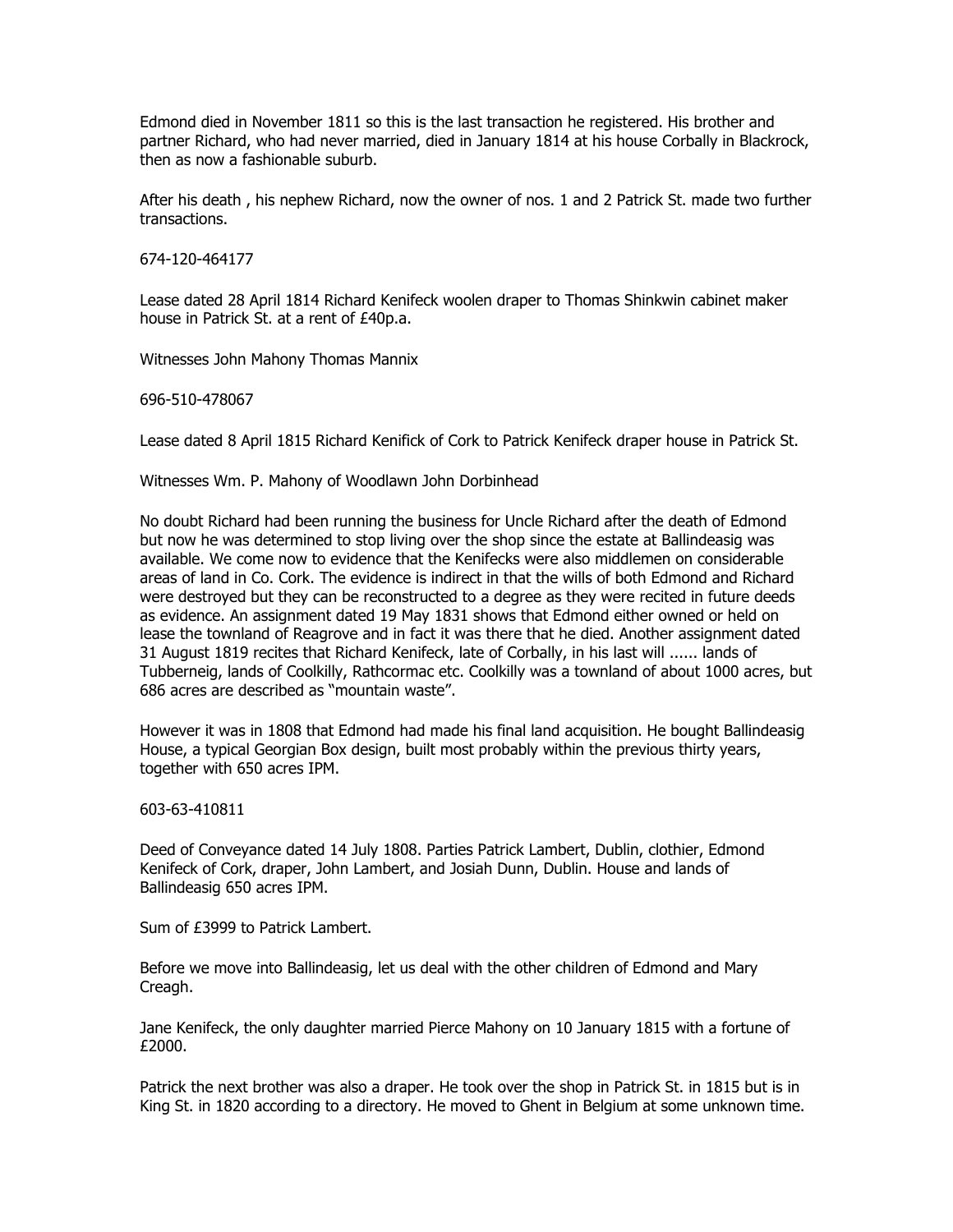Edmond died in November 1811 so this is the last transaction he registered. His brother and partner Richard, who had never married, died in January 1814 at his house Corbally in Blackrock, then as now a fashionable suburb.

After his death , his nephew Richard, now the owner of nos. 1 and 2 Patrick St. made two further transactions.

674-120-464177

Lease dated 28 April 1814 Richard Kenifeck woolen draper to Thomas Shinkwin cabinet maker house in Patrick St. at a rent of £40p.a.

Witnesses John Mahony Thomas Mannix

696-510-478067

Lease dated 8 April 1815 Richard Kenifick of Cork to Patrick Kenifeck draper house in Patrick St.

Witnesses Wm. P. Mahony of Woodlawn John Dorbinhead

No doubt Richard had been running the business for Uncle Richard after the death of Edmond but now he was determined to stop living over the shop since the estate at Ballindeasig was available. We come now to evidence that the Kenifecks were also middlemen on considerable areas of land in Co. Cork. The evidence is indirect in that the wills of both Edmond and Richard were destroyed but they can be reconstructed to a degree as they were recited in future deeds as evidence. An assignment dated 19 May 1831 shows that Edmond either owned or held on lease the townland of Reagrove and in fact it was there that he died. Another assignment dated 31 August 1819 recites that Richard Kenifeck, late of Corbally, in his last will ...... lands of Tubberneig, lands of Coolkilly, Rathcormac etc. Coolkilly was a townland of about 1000 acres, but 686 acres are described as "mountain waste".

However it was in 1808 that Edmond had made his final land acquisition. He bought Ballindeasig House, a typical Georgian Box design, built most probably within the previous thirty years, together with 650 acres IPM.

603-63-410811

Deed of Conveyance dated 14 July 1808. Parties Patrick Lambert, Dublin, clothier, Edmond Kenifeck of Cork, draper, John Lambert, and Josiah Dunn, Dublin. House and lands of Ballindeasig 650 acres IPM.

Sum of £3999 to Patrick Lambert.

Before we move into Ballindeasig, let us deal with the other children of Edmond and Mary Creagh.

Jane Kenifeck, the only daughter married Pierce Mahony on 10 January 1815 with a fortune of £2000.

Patrick the next brother was also a draper. He took over the shop in Patrick St. in 1815 but is in King St. in 1820 according to a directory. He moved to Ghent in Belgium at some unknown time.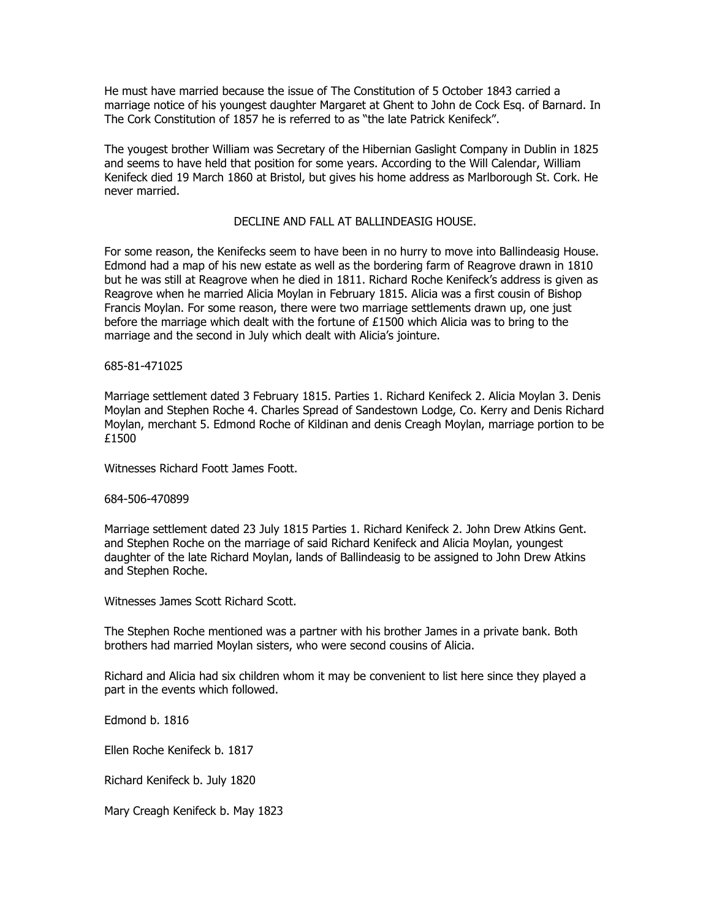He must have married because the issue of The Constitution of 5 October 1843 carried a marriage notice of his youngest daughter Margaret at Ghent to John de Cock Esq. of Barnard. In The Cork Constitution of 1857 he is referred to as "the late Patrick Kenifeck".

The yougest brother William was Secretary of the Hibernian Gaslight Company in Dublin in 1825 and seems to have held that position for some years. According to the Will Calendar, William Kenifeck died 19 March 1860 at Bristol, but gives his home address as Marlborough St. Cork. He never married.

## DECLINE AND FALL AT BALLINDEASIG HOUSE.

For some reason, the Kenifecks seem to have been in no hurry to move into Ballindeasig House. Edmond had a map of his new estate as well as the bordering farm of Reagrove drawn in 1810 but he was still at Reagrove when he died in 1811. Richard Roche Kenifeck's address is given as Reagrove when he married Alicia Moylan in February 1815. Alicia was a first cousin of Bishop Francis Moylan. For some reason, there were two marriage settlements drawn up, one just before the marriage which dealt with the fortune of £1500 which Alicia was to bring to the marriage and the second in July which dealt with Alicia's jointure.

685-81-471025

Marriage settlement dated 3 February 1815. Parties 1. Richard Kenifeck 2. Alicia Moylan 3. Denis Moylan and Stephen Roche 4. Charles Spread of Sandestown Lodge, Co. Kerry and Denis Richard Moylan, merchant 5. Edmond Roche of Kildinan and denis Creagh Moylan, marriage portion to be £1500

Witnesses Richard Foott James Foott.

684-506-470899

Marriage settlement dated 23 July 1815 Parties 1. Richard Kenifeck 2. John Drew Atkins Gent. and Stephen Roche on the marriage of said Richard Kenifeck and Alicia Moylan, youngest daughter of the late Richard Moylan, lands of Ballindeasig to be assigned to John Drew Atkins and Stephen Roche.

Witnesses James Scott Richard Scott.

The Stephen Roche mentioned was a partner with his brother James in a private bank. Both brothers had married Moylan sisters, who were second cousins of Alicia.

Richard and Alicia had six children whom it may be convenient to list here since they played a part in the events which followed.

Edmond b. 1816

Ellen Roche Kenifeck b. 1817

Richard Kenifeck b. July 1820

Mary Creagh Kenifeck b. May 1823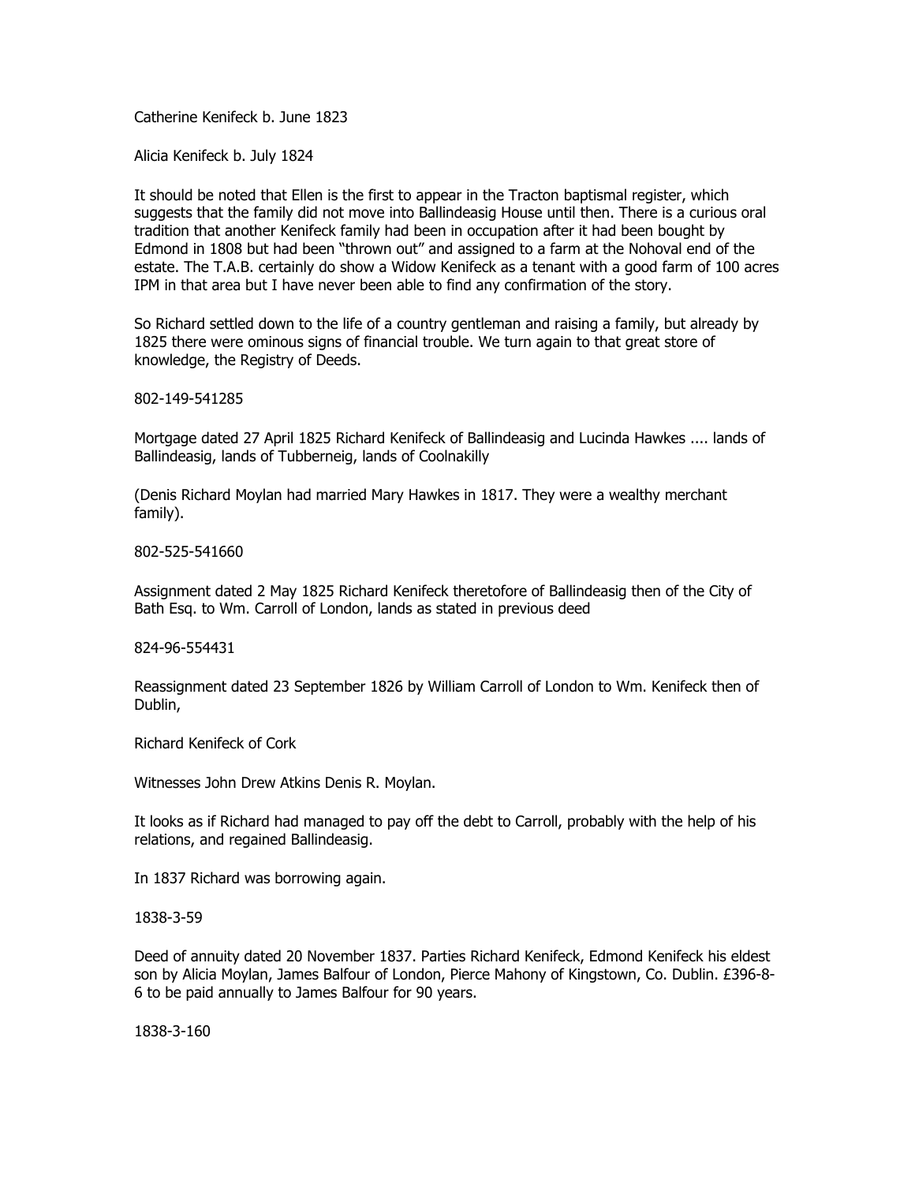Catherine Kenifeck b. June 1823

Alicia Kenifeck b. July 1824

It should be noted that Ellen is the first to appear in the Tracton baptismal register, which suggests that the family did not move into Ballindeasig House until then. There is a curious oral tradition that another Kenifeck family had been in occupation after it had been bought by Edmond in 1808 but had been "thrown out" and assigned to a farm at the Nohoval end of the estate. The T.A.B. certainly do show a Widow Kenifeck as a tenant with a good farm of 100 acres IPM in that area but I have never been able to find any confirmation of the story.

So Richard settled down to the life of a country gentleman and raising a family, but already by 1825 there were ominous signs of financial trouble. We turn again to that great store of knowledge, the Registry of Deeds.

802-149-541285

Mortgage dated 27 April 1825 Richard Kenifeck of Ballindeasig and Lucinda Hawkes .... lands of Ballindeasig, lands of Tubberneig, lands of Coolnakilly

(Denis Richard Moylan had married Mary Hawkes in 1817. They were a wealthy merchant family).

802-525-541660

Assignment dated 2 May 1825 Richard Kenifeck theretofore of Ballindeasig then of the City of Bath Esq. to Wm. Carroll of London, lands as stated in previous deed

824-96-554431

Reassignment dated 23 September 1826 by William Carroll of London to Wm. Kenifeck then of Dublin,

Richard Kenifeck of Cork

Witnesses John Drew Atkins Denis R. Moylan.

It looks as if Richard had managed to pay off the debt to Carroll, probably with the help of his relations, and regained Ballindeasig.

In 1837 Richard was borrowing again.

1838-3-59

Deed of annuity dated 20 November 1837. Parties Richard Kenifeck, Edmond Kenifeck his eldest son by Alicia Moylan, James Balfour of London, Pierce Mahony of Kingstown, Co. Dublin. £396-8-6 to be paid annually to James Balfour for 90 years.

1838-3-160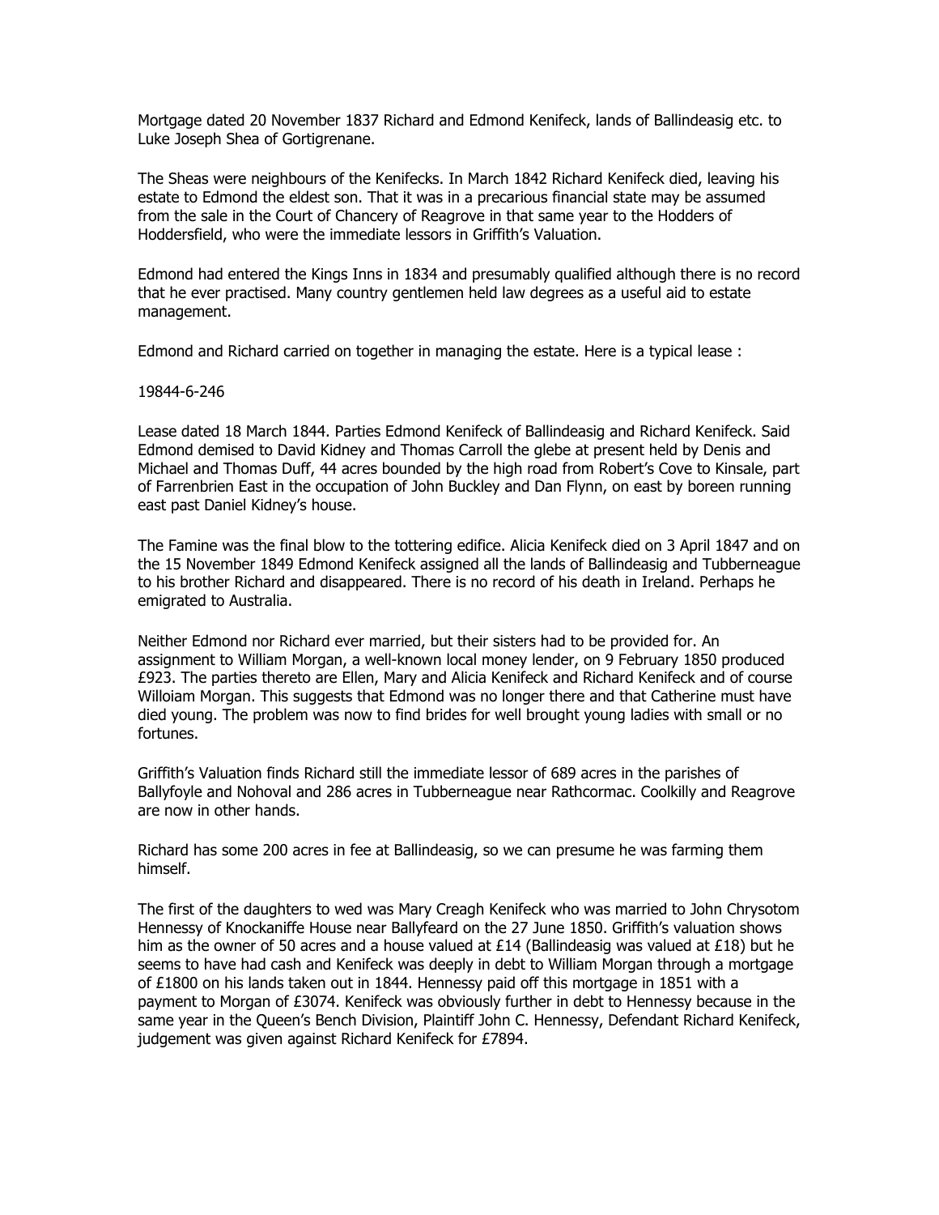Mortgage dated 20 November 1837 Richard and Edmond Kenifeck, lands of Ballindeasig etc. to Luke Joseph Shea of Gortigrenane.

The Sheas were neighbours of the Kenifecks. In March 1842 Richard Kenifeck died, leaving his estate to Edmond the eldest son. That it was in a precarious financial state may be assumed from the sale in the Court of Chancery of Reagrove in that same year to the Hodders of Hoddersfield, who were the immediate lessors in Griffith's Valuation.

Edmond had entered the Kings Inns in 1834 and presumably qualified although there is no record that he ever practised. Many country gentlemen held law degrees as a useful aid to estate management.

Edmond and Richard carried on together in managing the estate. Here is a typical lease :

19844-6-246

Lease dated 18 March 1844. Parties Edmond Kenifeck of Ballindeasig and Richard Kenifeck. Said Edmond demised to David Kidney and Thomas Carroll the glebe at present held by Denis and Michael and Thomas Duff, 44 acres bounded by the high road from Robert's Cove to Kinsale, part of Farrenbrien East in the occupation of John Buckley and Dan Flynn, on east by boreen running east past Daniel Kidney's house.

The Famine was the final blow to the tottering edifice. Alicia Kenifeck died on 3 April 1847 and on the 15 November 1849 Edmond Kenifeck assigned all the lands of Ballindeasig and Tubberneague to his brother Richard and disappeared. There is no record of his death in Ireland. Perhaps he emigrated to Australia.

Neither Edmond nor Richard ever married, but their sisters had to be provided for. An assignment to William Morgan, a well-known local money lender, on 9 February 1850 produced £923. The parties thereto are Ellen, Mary and Alicia Kenifeck and Richard Kenifeck and of course Willoiam Morgan. This suggests that Edmond was no longer there and that Catherine must have died young. The problem was now to find brides for well brought young ladies with small or no fortunes.

Griffith's Valuation finds Richard still the immediate lessor of 689 acres in the parishes of Ballyfoyle and Nohoval and 286 acres in Tubberneague near Rathcormac. Coolkilly and Reagrove are now in other hands.

Richard has some 200 acres in fee at Ballindeasig, so we can presume he was farming them himself.

The first of the daughters to wed was Mary Creagh Kenifeck who was married to John Chrysotom Hennessy of Knockaniffe House near Ballyfeard on the 27 June 1850. Griffith's valuation shows him as the owner of 50 acres and a house valued at £14 (Ballindeasig was valued at £18) but he seems to have had cash and Kenifeck was deeply in debt to William Morgan through a mortgage of £1800 on his lands taken out in 1844. Hennessy paid off this mortgage in 1851 with a payment to Morgan of £3074. Kenifeck was obviously further in debt to Hennessy because in the same year in the Queen's Bench Division, Plaintiff John C. Hennessy, Defendant Richard Kenifeck, judgement was given against Richard Kenifeck for £7894.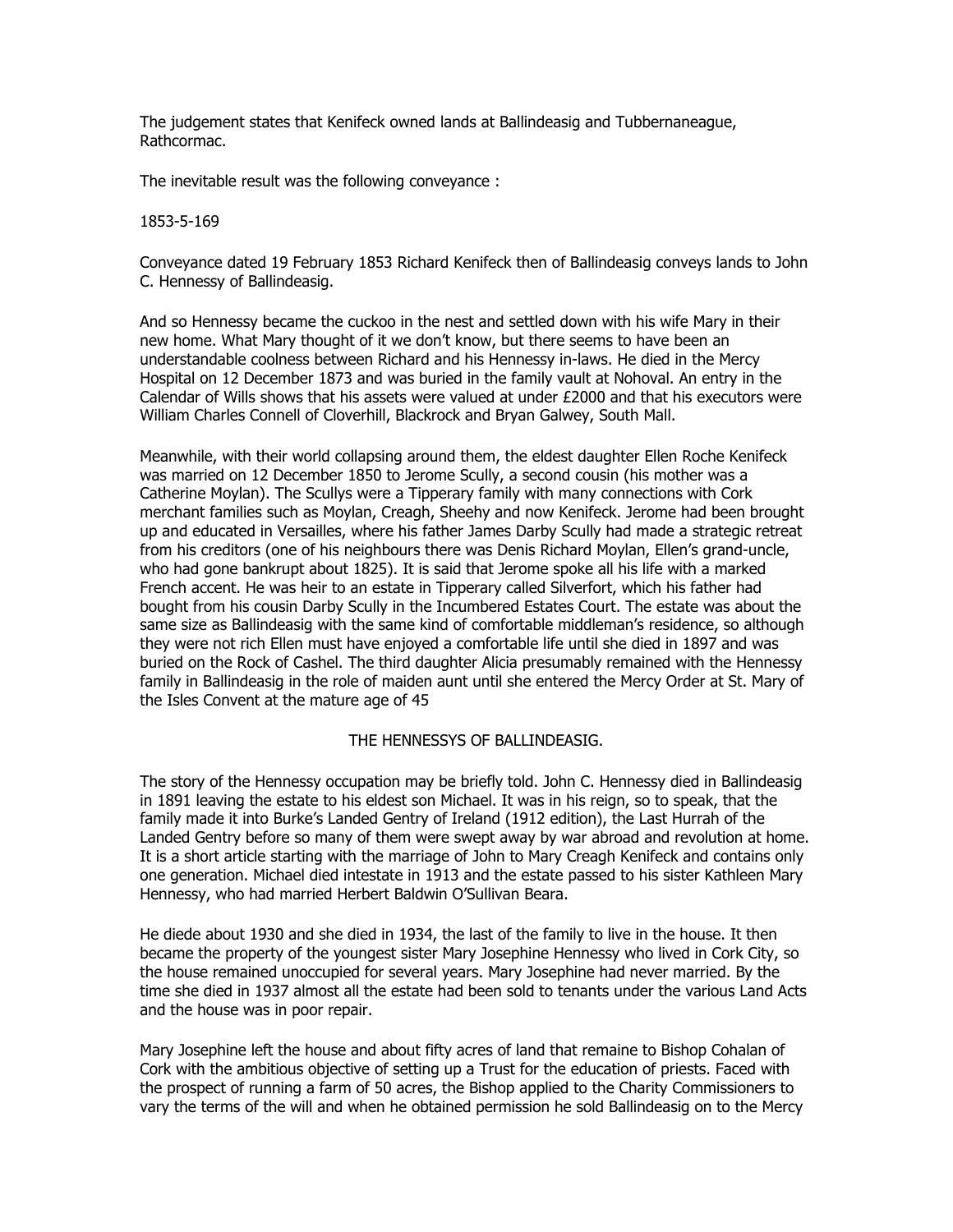The judgement states that Kenifeck owned lands at Ballindeasig and Tubbernaneague, Rathcormac.

The inevitable result was the following conveyance :

1853-5-169

Conveyance dated 19 February 1853 Richard Kenifeck then of Ballindeasig conveys lands to John C. Hennessy of Ballindeasig.

And so Hennessy became the cuckoo in the nest and settled down with his wife Mary in their new home. What Mary thought of it we don't know, but there seems to have been an understandable coolness between Richard and his Hennessy in-laws. He died in the Mercy Hospital on 12 December 1873 and was buried in the family vault at Nohoval. An entry in the Calendar of Wills shows that his assets were valued at under £2000 and that his executors were William Charles Connell of Cloverhill, Blackrock and Bryan Galwey, South Mall.

Meanwhile, with their world collapsing around them, the eldest daughter Ellen Roche Kenifeck was married on 12 December 1850 to Jerome Scully, a second cousin (his mother was a Catherine Moylan). The Scullys were a Tipperary family with many connections with Cork merchant families such as Moylan, Creagh, Sheehy and now Kenifeck. Jerome had been brought up and educated in Versailles, where his father James Darby Scully had made a strategic retreat from his creditors (one of his neighbours there was Denis Richard Moylan, Ellen's grand-uncle, who had gone bankrupt about 1825). It is said that Jerome spoke all his life with a marked French accent. He was heir to an estate in Tipperary called Silverfort, which his father had bought from his cousin Darby Scully in the Incumbered Estates Court. The estate was about the same size as Ballindeasig with the same kind of comfortable middleman's residence, so although they were not rich Ellen must have enjoyed a comfortable life until she died in 1897 and was buried on the Rock of Cashel. The third daughter Alicia presumably remained with the Hennessy family in Ballindeasig in the role of maiden aunt until she entered the Mercy Order at St. Mary of the Isles Convent at the mature age of 45

## THE HENNESSYS OF BALLINDEASIG.

The story of the Hennessy occupation may be briefly told. John C. Hennessy died in Ballindeasig in 1891 leaving the estate to his eldest son Michael. It was in his reign, so to speak, that the family made it into Burke's Landed Gentry of Ireland (1912 edition), the Last Hurrah of the Landed Gentry before so many of them were swept away by war abroad and revolution at home. It is a short article starting with the marriage of John to Mary Creagh Kenifeck and contains only one generation. Michael died intestate in 1913 and the estate passed to his sister Kathleen Mary Hennessy, who had married Herbert Baldwin O'Sullivan Beara.

He diede about 1930 and she died in 1934, the last of the family to live in the house. It then became the property of the youngest sister Mary Josephine Hennessy who lived in Cork City, so the house remained unoccupied for several years. Mary Josephine had never married. By the time she died in 1937 almost all the estate had been sold to tenants under the various Land Acts and the house was in poor repair.

Mary Josephine left the house and about fifty acres of land that remaine to Bishop Cohalan of Cork with the ambitious objective of setting up a Trust for the education of priests. Faced with the prospect of running a farm of 50 acres, the Bishop applied to the Charity Commissioners to vary the terms of the will and when he obtained permission he sold Ballindeasig on to the Mercy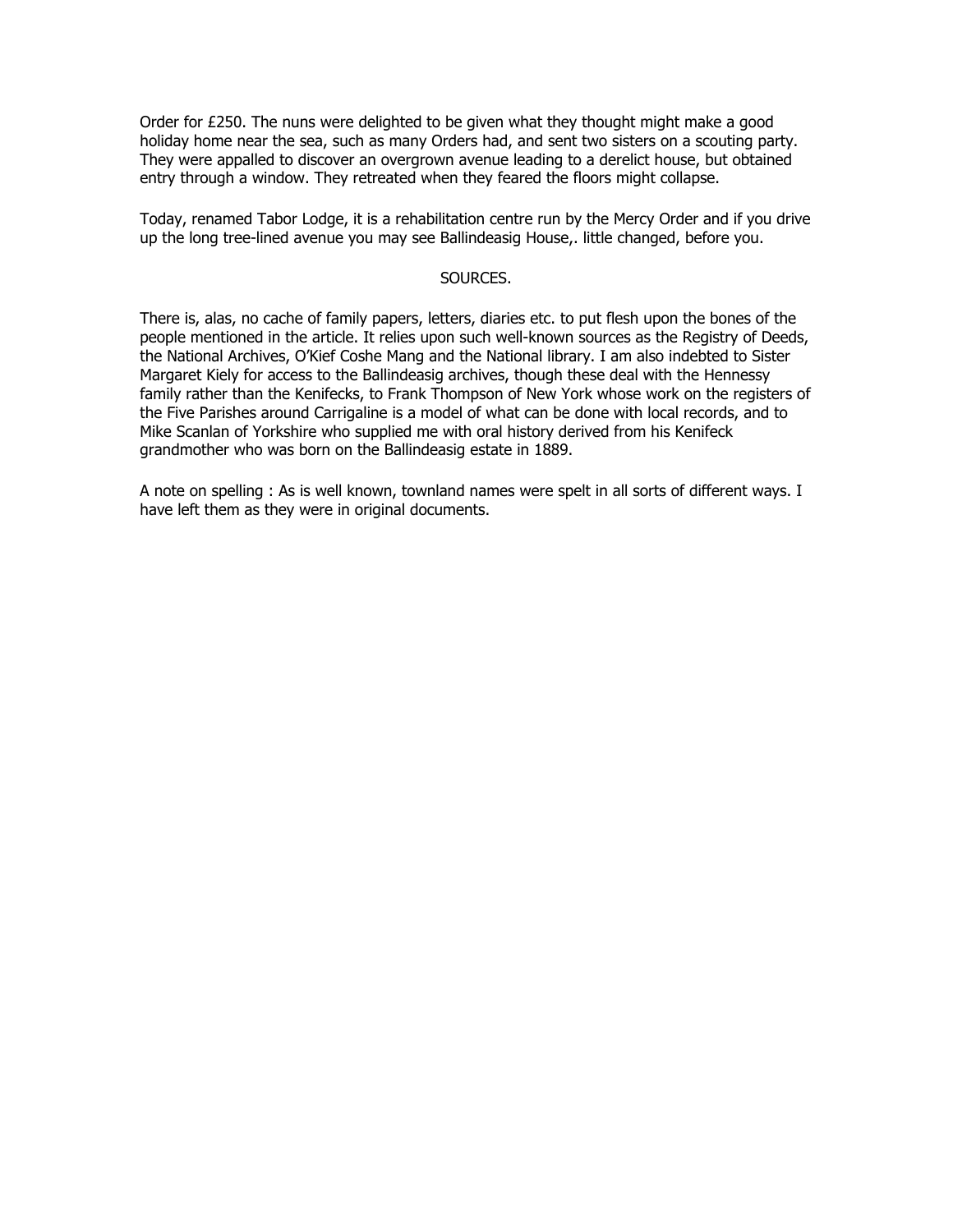Order for £250. The nuns were delighted to be given what they thought might make a good holiday home near the sea, such as many Orders had, and sent two sisters on a scouting party. They were appalled to discover an overgrown avenue leading to a derelict house, but obtained entry through a window. They retreated when they feared the floors might collapse.

Today, renamed Tabor Lodge, it is a rehabilitation centre run by the Mercy Order and if you drive up the long tree-lined avenue you may see Ballindeasig House,. little changed, before you.

## SOURCES.

There is, alas, no cache of family papers, letters, diaries etc. to put flesh upon the bones of the people mentioned in the article. It relies upon such well-known sources as the Registry of Deeds, the National Archives, O'Kief Coshe Mang and the National library. I am also indebted to Sister Margaret Kiely for access to the Ballindeasig archives, though these deal with the Hennessy family rather than the Kenifecks, to Frank Thompson of New York whose work on the registers of the Five Parishes around Carrigaline is a model of what can be done with local records, and to Mike Scanlan of Yorkshire who supplied me with oral history derived from his Kenifeck grandmother who was born on the Ballindeasig estate in 1889.

A note on spelling : As is well known, townland names were spelt in all sorts of different ways. I have left them as they were in original documents.